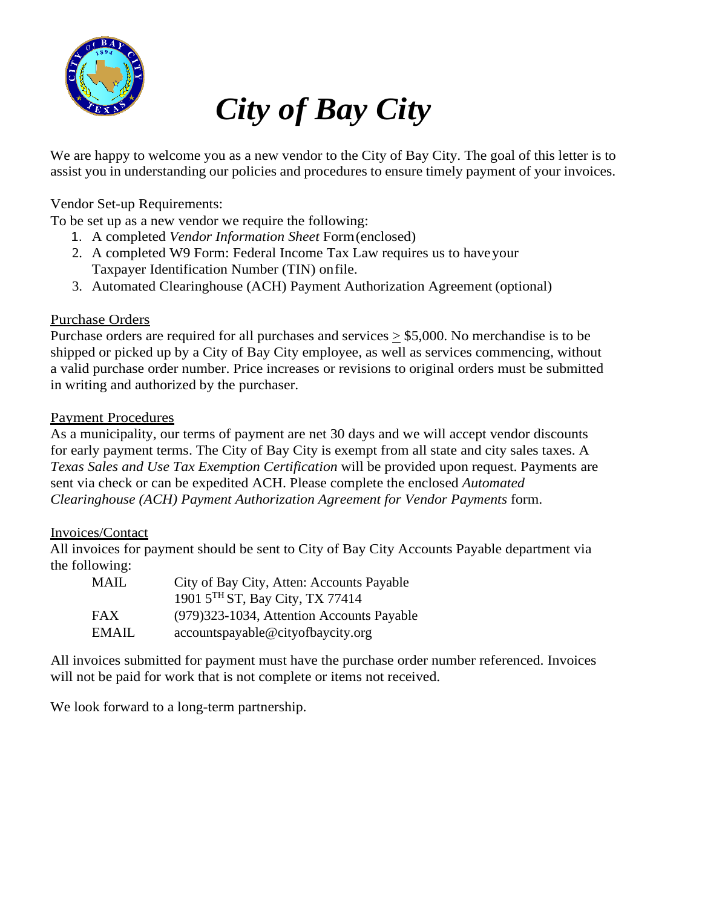# *City of Bay City*

We are happy to welcome you as a new vendor to the City of Bay City. The goal of this letter is to assist you in understanding our policies and procedures to ensure timely payment of your invoices.

Vendor Set-up Requirements:

To be set up as a new vendor we require the following:

1. A completed *Vendor Information Sheet* Form (enclosed)
2. A completed W9 Form: Federal Income Tax Law requires us to have your Taxpayer Identification Number (TIN) on file.
3. Automated Clearinghouse (ACH) Payment Authorization Agreement (optional)

<u>Purchase Orders</u>

Purchase orders are required for all purchases and services ≥ $5,000. No merchandise is to be shipped or picked up by a City of Bay City employee, as well as services commencing, without a valid purchase order number. Price increases or revisions to original orders must be submitted in writing and authorized by the purchaser.

<u>Payment Procedures</u>

As a municipality, our terms of payment are net 30 days and we will accept vendor discounts for early payment terms. The City of Bay City is exempt from all state and city sales taxes. A *Texas Sales and Use Tax Exemption Certification* will be provided upon request. Payments are sent via check or can be expedited ACH. Please complete the enclosed *Automated Clearinghouse (ACH) Payment Authorization Agreement for Vendor Payments* form.

<u>Invoices/Contact</u>

All invoices for payment should be sent to City of Bay City Accounts Payable department via the following:

| | |
|---|---|
| MAIL | City of Bay City, Atten: Accounts Payable<br>1901 5TH ST, Bay City, TX 77414 |
| FAX | (979)323-1034, Attention Accounts Payable |
| EMAIL | accountspayable@cityofbaycity.org |

All invoices submitted for payment must have the purchase order number referenced. Invoices will not be paid for work that is not complete or items not received.

We look forward to a long-term partnership.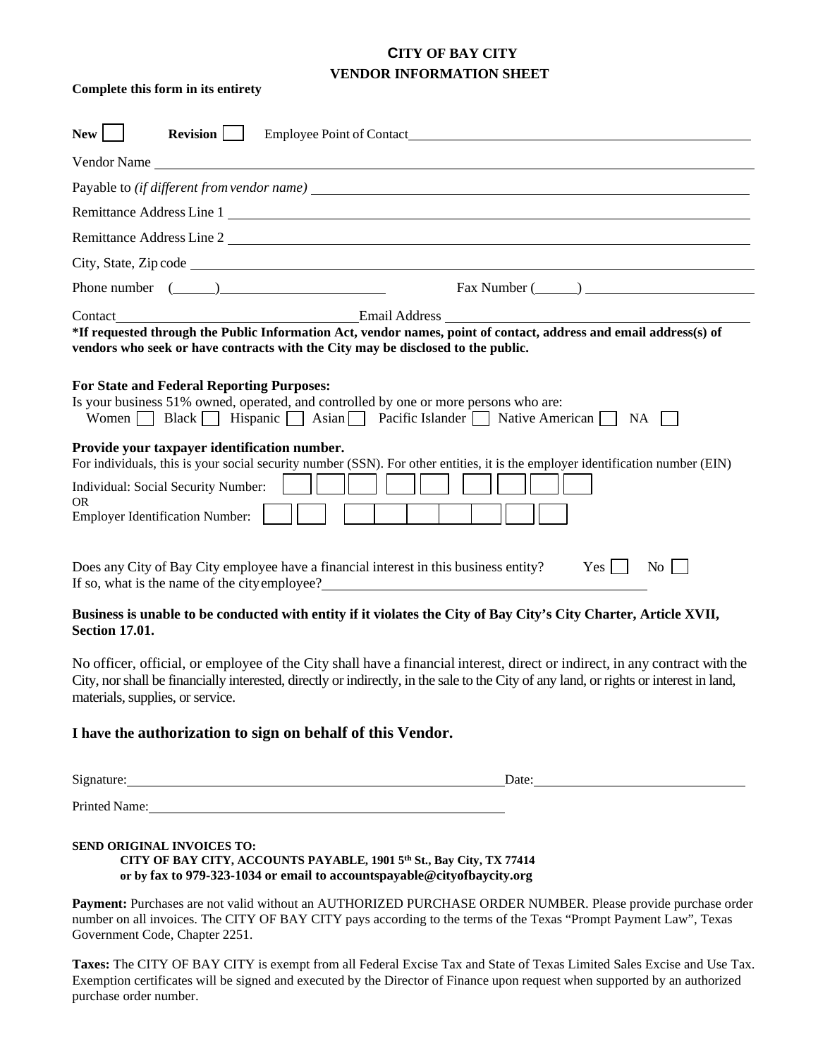# CITY OF BAY CITY
## VENDOR INFORMATION SHEET

**Complete this form in its entirety**

**New** ☐ **Revision** ☐ Employee Point of Contact\_\_\_\_\_\_\_\_\_\_\_\_\_\_\_\_\_\_\_\_

Vendor Name \_\_\_\_\_\_\_\_\_\_\_\_\_\_\_\_\_\_\_\_

Payable to *(if different from vendor name)* \_\_\_\_\_\_\_\_\_\_\_\_\_\_\_\_\_\_\_\_

Remittance Address Line 1 \_\_\_\_\_\_\_\_\_\_\_\_\_\_\_\_\_\_\_\_

Remittance Address Line 2 \_\_\_\_\_\_\_\_\_\_\_\_\_\_\_\_\_\_\_\_

City, State, Zip code \_\_\_\_\_\_\_\_\_\_\_\_\_\_\_\_\_\_\_\_

Phone number (\_\_\_\_\_\_) \_\_\_\_\_\_\_\_\_\_\_\_\_\_\_\_\_\_\_\_ Fax Number (\_\_\_\_\_\_) \_\_\_\_\_\_\_\_\_\_\_\_\_\_\_\_\_\_\_\_

Contact\_\_\_\_\_\_\_\_\_\_\_\_\_\_\_\_\_\_\_\_ Email Address \_\_\_\_\_\_\_\_\_\_\_\_\_\_\_\_\_\_\_\_

***If requested through the Public Information Act, vendor names, point of contact, address and email address(s) of vendors who seek or have contracts with the City may be disclosed to the public.**

**For State and Federal Reporting Purposes:**

Is your business 51% owned, operated, and controlled by one or more persons who are:

Women ☐ Black ☐ Hispanic ☐ Asian ☐ Pacific Islander ☐ Native American ☐ NA ☐

**Provide your taxpayer identification number.**

For individuals, this is your social security number (SSN). For other entities, it is the employer identification number (EIN)

Individual: Social Security Number: ☐☐☐ ☐☐ ☐☐☐☐

OR

Employer Identification Number: ☐☐ ☐☐☐☐☐☐☐

Does any City of Bay City employee have a financial interest in this business entity? Yes ☐ No ☐

If so, what is the name of the city employee?\_\_\_\_\_\_\_\_\_\_\_\_\_\_\_\_\_\_\_\_

**Business is unable to be conducted with entity if it violates the City of Bay City's City Charter, Article XVII, Section 17.01.**

No officer, official, or employee of the City shall have a financial interest, direct or indirect, in any contract with the City, nor shall be financially interested, directly or indirectly, in the sale to the City of any land, or rights or interest in land, materials, supplies, or service.

### I have the authorization to sign on behalf of this Vendor.

Signature:\_\_\_\_\_\_\_\_\_\_\_\_\_\_\_\_\_\_\_\_ Date:\_\_\_\_\_\_\_\_\_\_\_\_\_\_\_\_\_\_\_\_

Printed Name:\_\_\_\_\_\_\_\_\_\_\_\_\_\_\_\_\_\_\_\_

**SEND ORIGINAL INVOICES TO:**

**CITY OF BAY CITY, ACCOUNTS PAYABLE, 1901 5th St., Bay City, TX 77414**
**or by fax to 979-323-1034 or email to accountspayable@cityofbaycity.org**

**Payment:** Purchases are not valid without an AUTHORIZED PURCHASE ORDER NUMBER. Please provide purchase order number on all invoices. The CITY OF BAY CITY pays according to the terms of the Texas "Prompt Payment Law", Texas Government Code, Chapter 2251.

**Taxes:** The CITY OF BAY CITY is exempt from all Federal Excise Tax and State of Texas Limited Sales Excise and Use Tax. Exemption certificates will be signed and executed by the Director of Finance upon request when supported by an authorized purchase order number.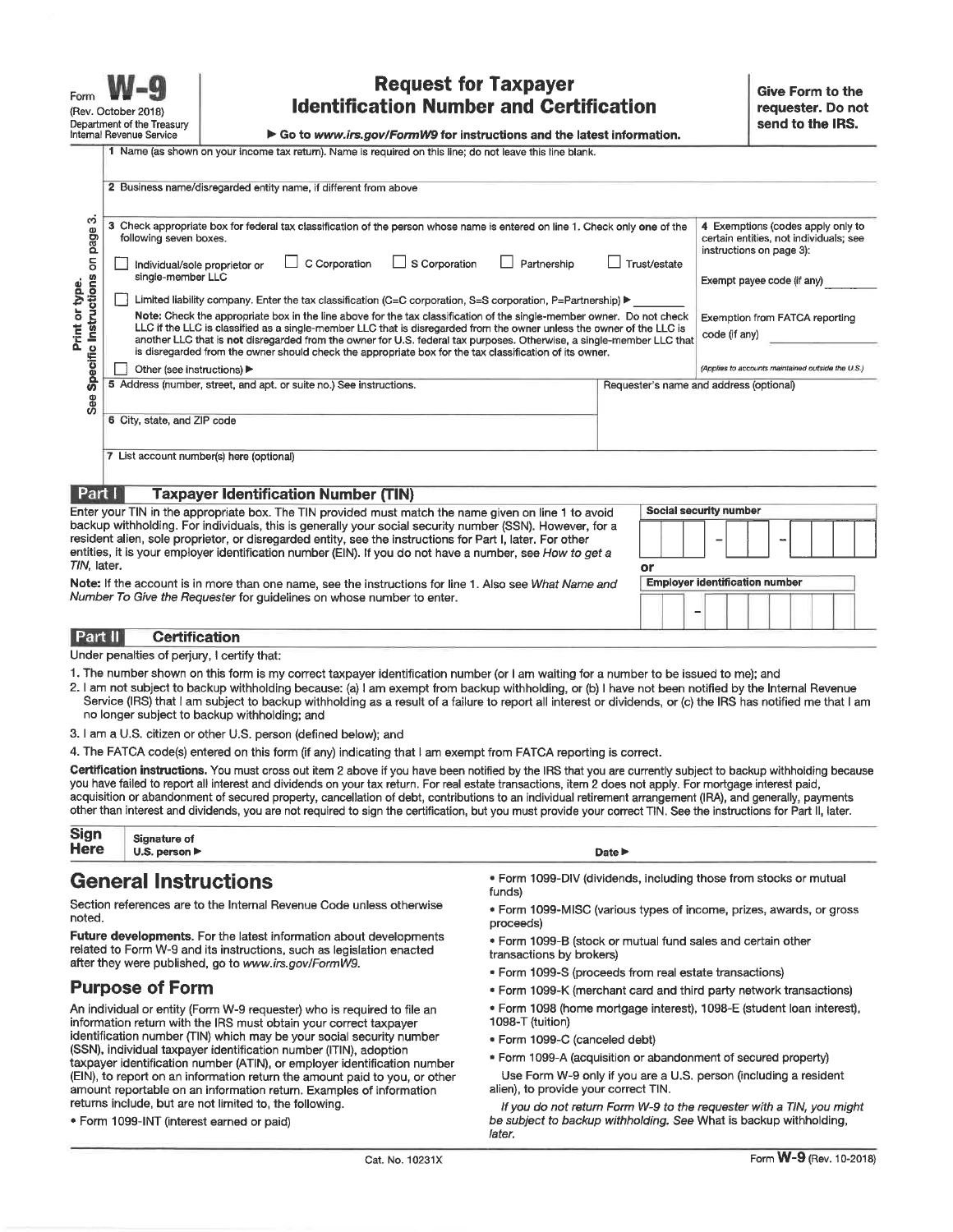Form **W-9**
(Rev. October 2018)
Department of the Treasury
Internal Revenue Service

# Request for Taxpayer Identification Number and Certification

▶ Go to *www.irs.gov/FormW9* for instructions and the latest information.

**Give Form to the requester. Do not send to the IRS.**

*Print or type. See Specific Instructions on page 3.*

1 Name (as shown on your income tax return). Name is required on this line; do not leave this line blank.

2 Business name/disregarded entity name, if different from above

3 Check appropriate box for federal tax classification of the person whose name is entered on line 1. Check only **one** of the following seven boxes.

☐ Individual/sole proprietor or single-member LLC ☐ C Corporation ☐ S Corporation ☐ Partnership ☐ Trust/estate

☐ Limited liability company. Enter the tax classification (C=C corporation, S=S corporation, P=Partnership) ▶ ______

**Note:** Check the appropriate box in the line above for the tax classification of the single-member owner. Do not check LLC if the LLC is classified as a single-member LLC that is disregarded from the owner unless the owner of the LLC is another LLC that is **not** disregarded from the owner for U.S. federal tax purposes. Otherwise, a single-member LLC that is disregarded from the owner should check the appropriate box for the tax classification of its owner.

☐ Other (see instructions) ▶

4 Exemptions (codes apply only to certain entities, not individuals; see instructions on page 3):

Exempt payee code (if any) ______

Exemption from FATCA reporting code (if any) ______

*(Applies to accounts maintained outside the U.S.)*

5 Address (number, street, and apt. or suite no.) See instructions.

Requester's name and address (optional)

6 City, state, and ZIP code

7 List account number(s) here (optional)

## Part I Taxpayer Identification Number (TIN)

Enter your TIN in the appropriate box. The TIN provided must match the name given on line 1 to avoid backup withholding. For individuals, this is generally your social security number (SSN). However, for a resident alien, sole proprietor, or disregarded entity, see the instructions for Part I, later. For other entities, it is your employer identification number (EIN). If you do not have a number, see *How to get a TIN,* later.

**Note:** If the account is in more than one name, see the instructions for line 1. Also see *What Name and Number To Give the Requester* for guidelines on whose number to enter.

**Social security number**

[ ][ ][ ] – [ ][ ] – [ ][ ][ ][ ]

**or**

**Employer identification number**

[ ][ ] – [ ][ ][ ][ ][ ][ ][ ]

## Part II Certification

Under penalties of perjury, I certify that:

1. The number shown on this form is my correct taxpayer identification number (or I am waiting for a number to be issued to me); and
2. I am not subject to backup withholding because: (a) I am exempt from backup withholding, or (b) I have not been notified by the Internal Revenue Service (IRS) that I am subject to backup withholding as a result of a failure to report all interest or dividends, or (c) the IRS has notified me that I am no longer subject to backup withholding; and
3. I am a U.S. citizen or other U.S. person (defined below); and
4. The FATCA code(s) entered on this form (if any) indicating that I am exempt from FATCA reporting is correct.

**Certification instructions.** You must cross out item 2 above if you have been notified by the IRS that you are currently subject to backup withholding because you have failed to report all interest and dividends on your tax return. For real estate transactions, item 2 does not apply. For mortgage interest paid, acquisition or abandonment of secured property, cancellation of debt, contributions to an individual retirement arrangement (IRA), and generally, payments other than interest and dividends, you are not required to sign the certification, but you must provide your correct TIN. See the instructions for Part II, later.

**Sign Here** Signature of U.S. person ▶ Date ▶

# General Instructions

Section references are to the Internal Revenue Code unless otherwise noted.

**Future developments.** For the latest information about developments related to Form W-9 and its instructions, such as legislation enacted after they were published, go to *www.irs.gov/FormW9*.

## Purpose of Form

An individual or entity (Form W-9 requester) who is required to file an information return with the IRS must obtain your correct taxpayer identification number (TIN) which may be your social security number (SSN), individual taxpayer identification number (ITIN), adoption taxpayer identification number (ATIN), or employer identification number (EIN), to report on an information return the amount paid to you, or other amount reportable on an information return. Examples of information returns include, but are not limited to, the following.

- Form 1099-INT (interest earned or paid)
- Form 1099-DIV (dividends, including those from stocks or mutual funds)
- Form 1099-MISC (various types of income, prizes, awards, or gross proceeds)
- Form 1099-B (stock or mutual fund sales and certain other transactions by brokers)
- Form 1099-S (proceeds from real estate transactions)
- Form 1099-K (merchant card and third party network transactions)
- Form 1098 (home mortgage interest), 1098-E (student loan interest), 1098-T (tuition)
- Form 1099-C (canceled debt)
- Form 1099-A (acquisition or abandonment of secured property)

Use Form W-9 only if you are a U.S. person (including a resident alien), to provide your correct TIN.

*If you do not return Form W-9 to the requester with a TIN, you might be subject to backup withholding. See* What is backup withholding, *later.*

Cat. No. 10231X

Form **W-9** (Rev. 10-2018)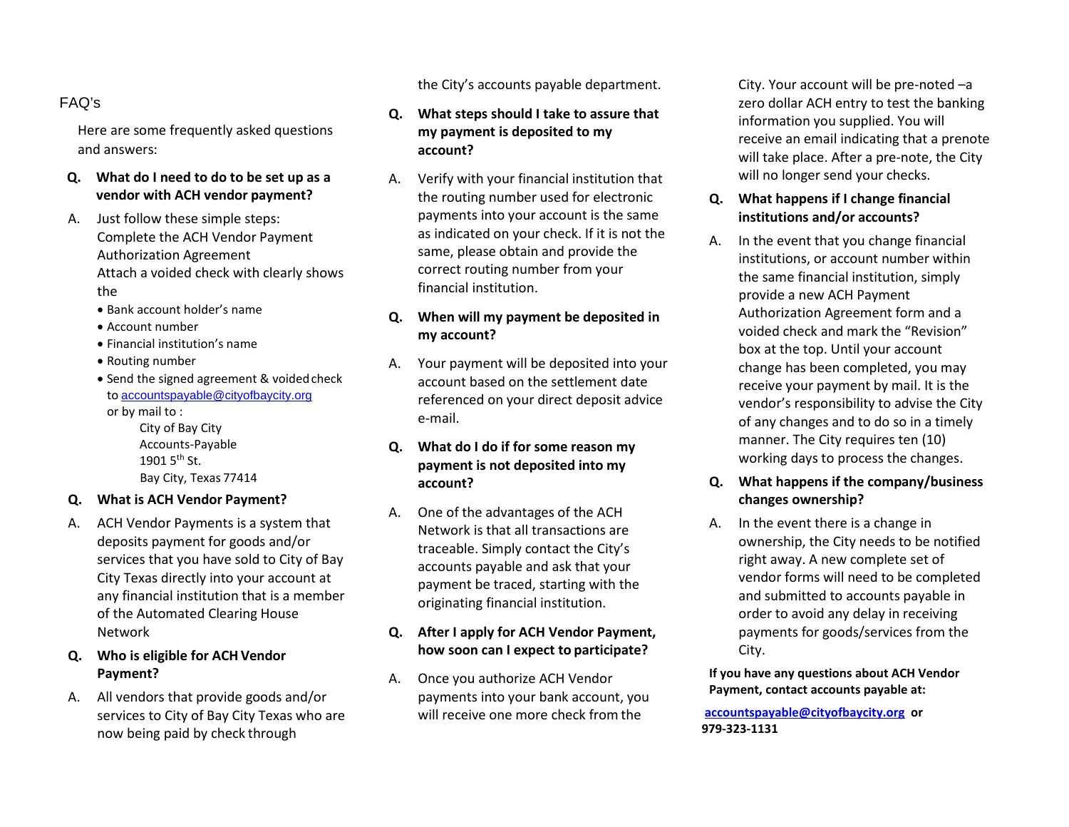# FAQ's

Here are some frequently asked questions and answers:

**Q. What do I need to do to be set up as a vendor with ACH vendor payment?**

A. Just follow these simple steps:
Complete the ACH Vendor Payment Authorization Agreement
Attach a voided check with clearly shows the

- Bank account holder's name
- Account number
- Financial institution's name
- Routing number
- Send the signed agreement & voided check to accountspayable@cityofbaycity.org

or by mail to :

City of Bay City
Accounts-Payable
1901 5th St.
Bay City, Texas 77414

**Q. What is ACH Vendor Payment?**

A. ACH Vendor Payments is a system that deposits payment for goods and/or services that you have sold to City of Bay City Texas directly into your account at any financial institution that is a member of the Automated Clearing House Network

**Q. Who is eligible for ACH Vendor Payment?**

A. All vendors that provide goods and/or services to City of Bay City Texas who are now being paid by check through the City's accounts payable department.

**Q. What steps should I take to assure that my payment is deposited to my account?**

A. Verify with your financial institution that the routing number used for electronic payments into your account is the same as indicated on your check. If it is not the same, please obtain and provide the correct routing number from your financial institution.

**Q. When will my payment be deposited in my account?**

A. Your payment will be deposited into your account based on the settlement date referenced on your direct deposit advice e-mail.

**Q. What do I do if for some reason my payment is not deposited into my account?**

A. One of the advantages of the ACH Network is that all transactions are traceable. Simply contact the City's accounts payable and ask that your payment be traced, starting with the originating financial institution.

**Q. After I apply for ACH Vendor Payment, how soon can I expect to participate?**

A. Once you authorize ACH Vendor payments into your bank account, you will receive one more check from the City. Your account will be pre-noted –a zero dollar ACH entry to test the banking information you supplied. You will receive an email indicating that a prenote will take place. After a pre-note, the City will no longer send your checks.

**Q. What happens if I change financial institutions and/or accounts?**

A. In the event that you change financial institutions, or account number within the same financial institution, simply provide a new ACH Payment Authorization Agreement form and a voided check and mark the "Revision" box at the top. Until your account change has been completed, you may receive your payment by mail. It is the vendor's responsibility to advise the City of any changes and to do so in a timely manner. The City requires ten (10) working days to process the changes.

**Q. What happens if the company/business changes ownership?**

A. In the event there is a change in ownership, the City needs to be notified right away. A new complete set of vendor forms will need to be completed and submitted to accounts payable in order to avoid any delay in receiving payments for goods/services from the City.

**If you have any questions about ACH Vendor Payment, contact accounts payable at:**

**accountspayable@cityofbaycity.org or 979-323-1131**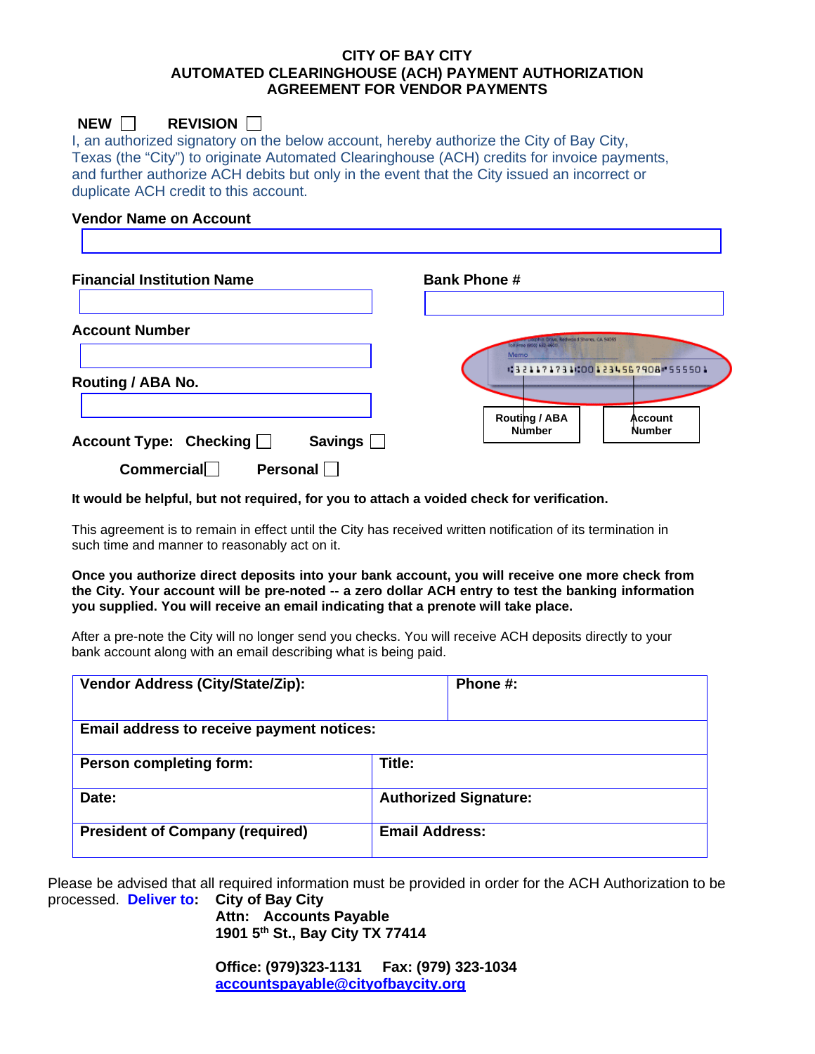# CITY OF BAY CITY
## AUTOMATED CLEARINGHOUSE (ACH) PAYMENT AUTHORIZATION AGREEMENT FOR VENDOR PAYMENTS

**NEW** ☐ **REVISION** ☐

I, an authorized signatory on the below account, hereby authorize the City of Bay City, Texas (the "City") to originate Automated Clearinghouse (ACH) credits for invoice payments, and further authorize ACH debits but only in the event that the City issued an incorrect or duplicate ACH credit to this account.

**Vendor Name on Account**

**Financial Institution Name**

**Bank Phone #**

**Account Number**

**Routing / ABA No.**

Routing / ABA Number

Account Number

**Account Type: Checking** ☐ **Savings** ☐

**Commercial** ☐ **Personal** ☐

**It would be helpful, but not required, for you to attach a voided check for verification.**

This agreement is to remain in effect until the City has received written notification of its termination in such time and manner to reasonably act on it.

**Once you authorize direct deposits into your bank account, you will receive one more check from the City. Your account will be pre-noted -- a zero dollar ACH entry to test the banking information you supplied. You will receive an email indicating that a prenote will take place.**

After a pre-note the City will no longer send you checks. You will receive ACH deposits directly to your bank account along with an email describing what is being paid.

| | |
|---|---|
| **Vendor Address (City/State/Zip):** | **Phone #:** |
| **Email address to receive payment notices:** | |
| **Person completing form:** | **Title:** |
| **Date:** | **Authorized Signature:** |
| **President of Company (required)** | **Email Address:** |

Please be advised that all required information must be provided in order for the ACH Authorization to be processed. **Deliver to: City of Bay City**
**Attn: Accounts Payable**
**1901 5th St., Bay City TX 77414**

**Office: (979)323-1131 Fax: (979) 323-1034**
**accountspayable@cityofbaycity.org**